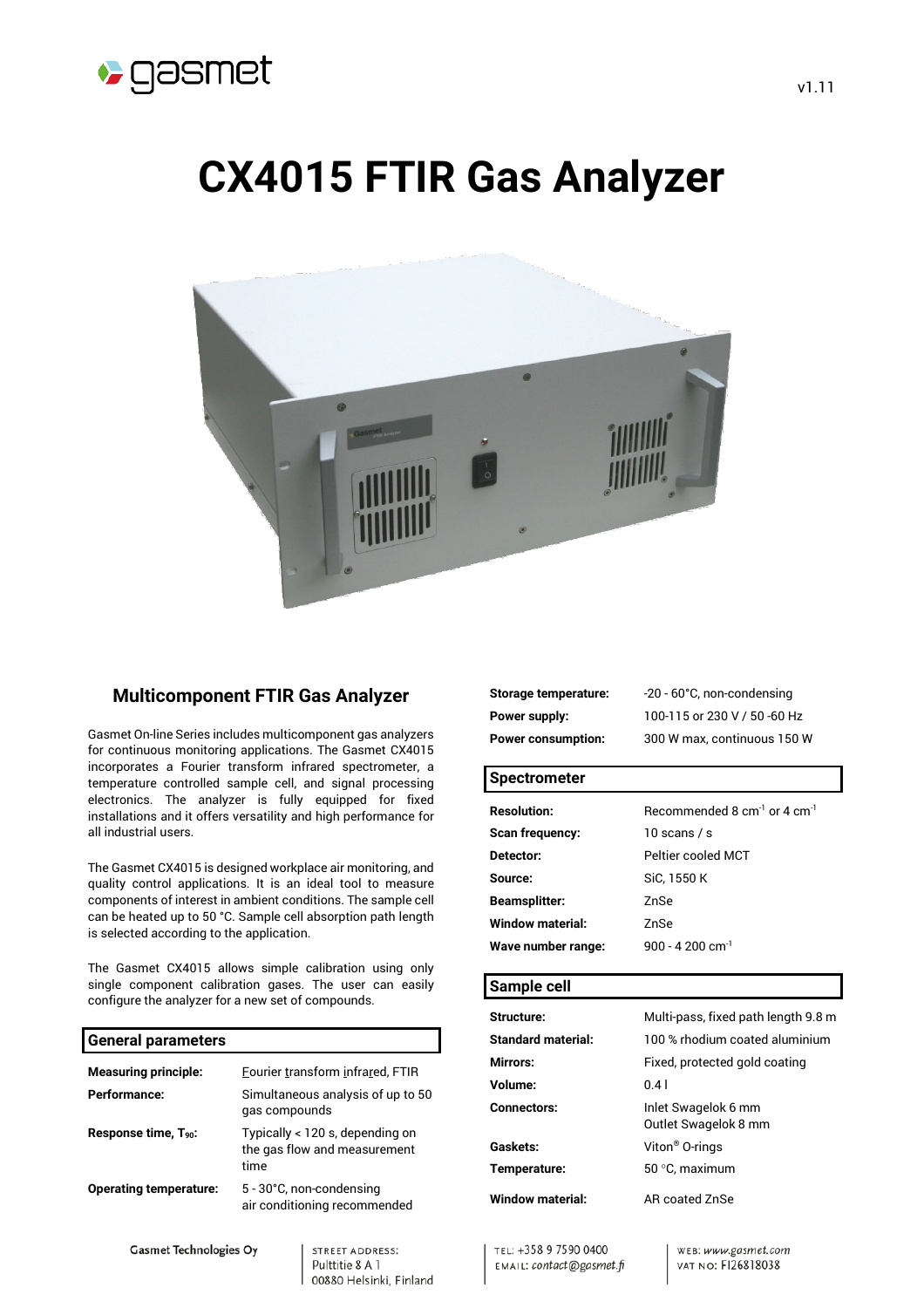# CX4015 FTIR Gas Analyzer

## Multicomponent FTIR Gas Analyzer

Gasmet On-line Series includes multicomponent gas analyzers for continuous monitoring applications. The Gasmet CX4015 incorporates a Fourier transform infrared spectrometer, a temperature controlled sample cell, and signal processing electronics. The analyzer is fully equipped for fixed installations and it offers versatility and high performance for all industrial users.

The Gasmet CX4015 is designed workplace air monitoring, and quality control applications. It is an ideal tool to measure components of interest in ambient conditions. The sample cell can be heated up to 50 °C. Sample cell absorption path length is selected according to the application.

The Gasmet CX4015 allows simple calibration using only single component calibration gases. The user can easily configure the analyzer for a new set of compounds.

### General parameters

| | |
|---|---|
| **Measuring principle:** | Fourier transform infrared, FTIR |
| **Performance:** | Simultaneous analysis of up to 50 gas compounds |
| **Response time, $T_{90}$:** | Typically < 120 s, depending on the gas flow and measurement time |
| **Operating temperature:** | 5 - 30°C, non-condensing air conditioning recommended |
| **Storage temperature:** | -20 - 60°C, non-condensing |
| **Power supply:** | 100-115 or 230 V / 50 -60 Hz |
| **Power consumption:** | 300 W max, continuous 150 W |

### Spectrometer

| | |
|---|---|
| **Resolution:** | Recommended 8 $cm^{-1}$ or 4 $cm^{-1}$ |
| **Scan frequency:** | 10 scans / s |
| **Detector:** | Peltier cooled MCT |
| **Source:** | SiC, 1550 K |
| **Beamsplitter:** | ZnSe |
| **Window material:** | ZnSe |
| **Wave number range:** | 900 - 4 200 $cm^{-1}$ |

### Sample cell

| | |
|---|---|
| **Structure:** | Multi-pass, fixed path length 9.8 m |
| **Standard material:** | 100 % rhodium coated aluminium |
| **Mirrors:** | Fixed, protected gold coating |
| **Volume:** | 0.4 l |
| **Connectors:** | Inlet Swagelok 6 mm<br>Outlet Swagelok 8 mm |
| **Gaskets:** | Viton® O-rings |
| **Temperature:** | 50 °C, maximum |
| **Window material:** | AR coated ZnSe |

Gasmet Technologies Oy | STREET ADDRESS: Pulttitie 8 A 1, 00880 Helsinki, Finland | TEL: +358 9 7590 0400 | EMAIL: contact@gasmet.fi | WEB: www.gasmet.com | VAT NO: FI26818038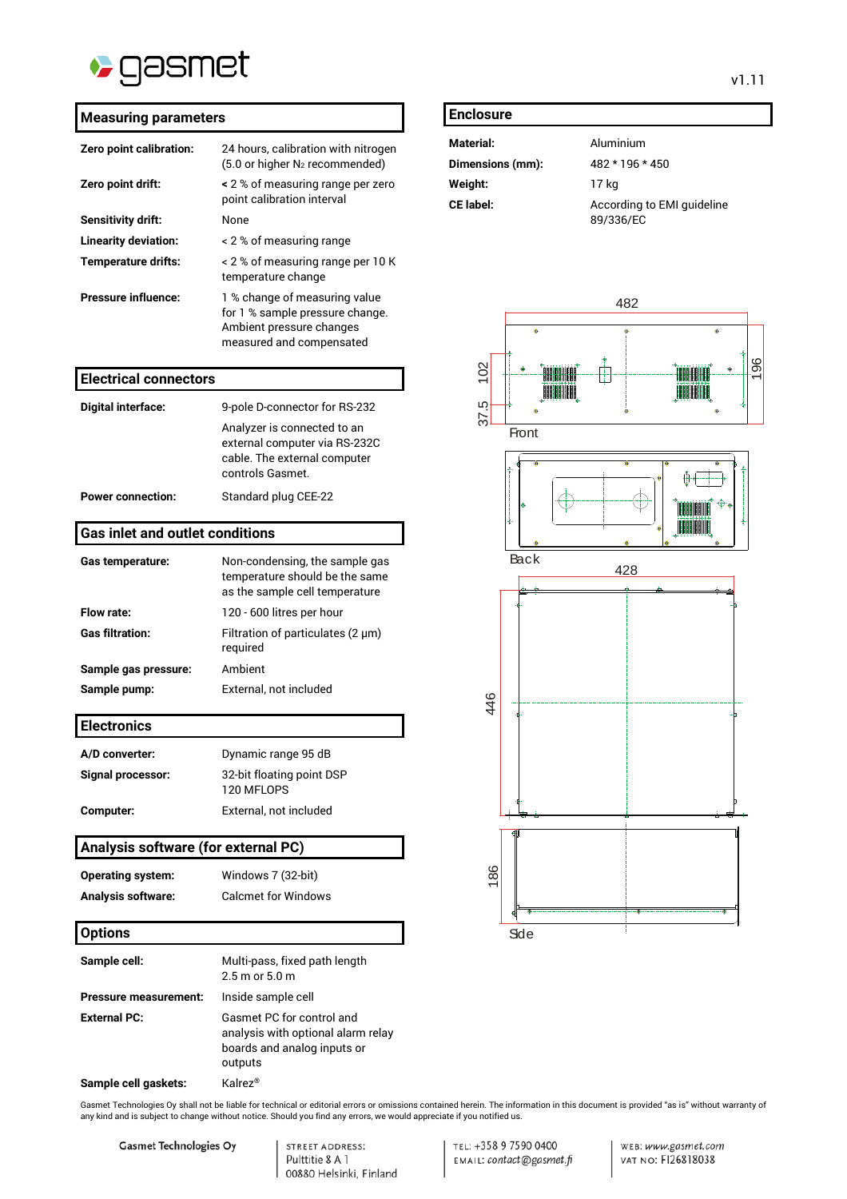v1.11

## Measuring parameters

| | |
|---|---|
| **Zero point calibration:** | 24 hours, calibration with nitrogen (5.0 or higher $N_2$ recommended) |
| **Zero point drift:** | < 2 % of measuring range per zero point calibration interval |
| **Sensitivity drift:** | None |
| **Linearity deviation:** | < 2 % of measuring range |
| **Temperature drifts:** | < 2 % of measuring range per 10 K temperature change |
| **Pressure influence:** | 1 % change of measuring value for 1 % sample pressure change. Ambient pressure changes measured and compensated |

## Electrical connectors

| | |
|---|---|
| **Digital interface:** | 9-pole D-connector for RS-232 |
| | Analyzer is connected to an external computer via RS-232C cable. The external computer controls Gasmet. |
| **Power connection:** | Standard plug CEE-22 |

## Gas inlet and outlet conditions

| | |
|---|---|
| **Gas temperature:** | Non-condensing, the sample gas temperature should be the same as the sample cell temperature |
| **Flow rate:** | 120 - 600 litres per hour |
| **Gas filtration:** | Filtration of particulates (2 μm) required |
| **Sample gas pressure:** | Ambient |
| **Sample pump:** | External, not included |

## Electronics

| | |
|---|---|
| **A/D converter:** | Dynamic range 95 dB |
| **Signal processor:** | 32-bit floating point DSP 120 MFLOPS |
| **Computer:** | External, not included |

## Analysis software (for external PC)

| | |
|---|---|
| **Operating system:** | Windows 7 (32-bit) |
| **Analysis software:** | Calcmet for Windows |

## Options

| | |
|---|---|
| **Sample cell:** | Multi-pass, fixed path length 2.5 m or 5.0 m |
| **Pressure measurement:** | Inside sample cell |
| **External PC:** | Gasmet PC for control and analysis with optional alarm relay boards and analog inputs or outputs |
| **Sample cell gaskets:** | Kalrez® |

## Enclosure

| | |
|---|---|
| **Material:** | Aluminium |
| **Dimensions (mm):** | 482 * 196 * 450 |
| **Weight:** | 17 kg |
| **CE label:** | According to EMI guideline 89/336/EC |

482

102

37.5

196

Front

Back

428

446

186

Side

Gasmet Technologies Oy shall not be liable for technical or editorial errors or omissions contained herein. The information in this document is provided "as is" without warranty of any kind and is subject to change without notice. Should you find any errors, we would appreciate if you notified us.

Gasmet Technologies Oy | STREET ADDRESS: Pulttitie 8 A 1 00880 Helsinki, Finland | TEL: +358 9 7590 0400 EMAIL: contact@gasmet.fi | WEB: www.gasmet.com VAT NO: FI26818038